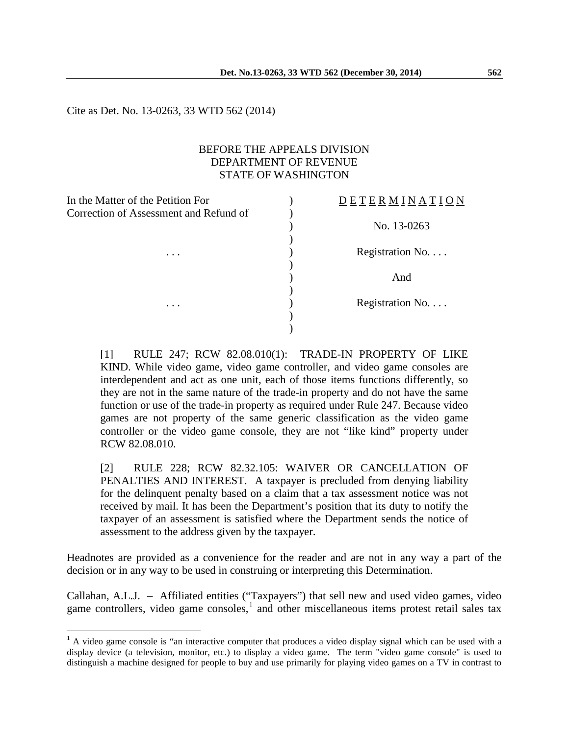Cite as Det. No. 13-0263, 33 WTD 562 (2014)

BEFORE THE APPEALS DIVISION
DEPARTMENT OF REVENUE
STATE OF WASHINGTON

| | | |
|---|---|---|
| In the Matter of the Petition For Correction of Assessment and Refund of | ) | D E T E R M I N A T I O N |
| | ) | No. 13-0263 |
| . . . | ) | Registration No. . . . |
| | ) | And |
| . . . | ) | Registration No. . . . |

[1] RULE 247; RCW 82.08.010(1): TRADE-IN PROPERTY OF LIKE KIND. While video game, video game controller, and video game consoles are interdependent and act as one unit, each of those items functions differently, so they are not in the same nature of the trade-in property and do not have the same function or use of the trade-in property as required under Rule 247. Because video games are not property of the same generic classification as the video game controller or the video game console, they are not "like kind" property under RCW 82.08.010.

[2] RULE 228; RCW 82.32.105: WAIVER OR CANCELLATION OF PENALTIES AND INTEREST. A taxpayer is precluded from denying liability for the delinquent penalty based on a claim that a tax assessment notice was not received by mail. It has been the Department's position that its duty to notify the taxpayer of an assessment is satisfied where the Department sends the notice of assessment to the address given by the taxpayer.

Headnotes are provided as a convenience for the reader and are not in any way a part of the decision or in any way to be used in construing or interpreting this Determination.

Callahan, A.L.J. – Affiliated entities ("Taxpayers") that sell new and used video games, video game controllers, video game consoles,[1] and other miscellaneous items protest retail sales tax

[1] A video game console is "an interactive computer that produces a video display signal which can be used with a display device (a television, monitor, etc.) to display a video game. The term "video game console" is used to distinguish a machine designed for people to buy and use primarily for playing video games on a TV in contrast to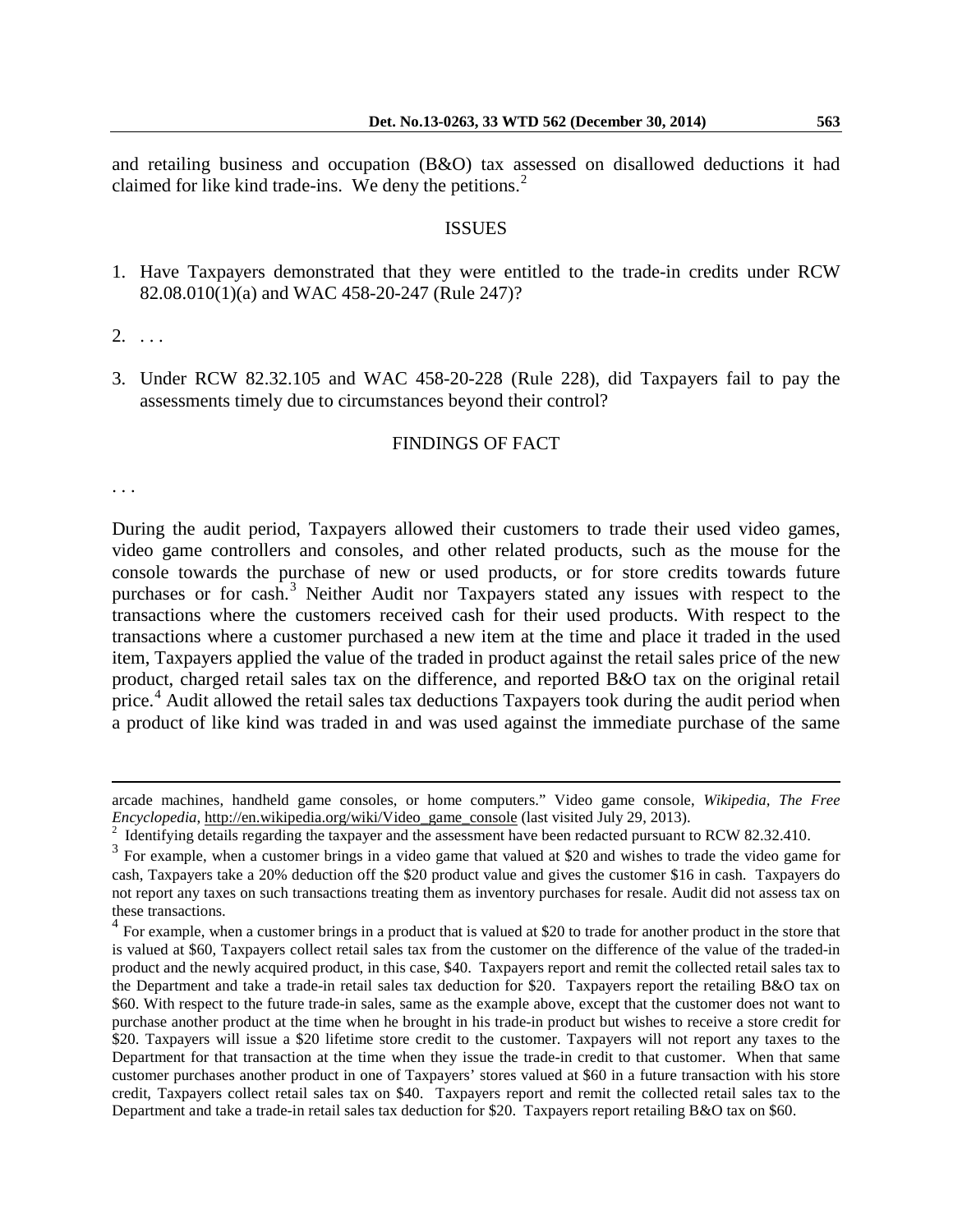and retailing business and occupation (B&O) tax assessed on disallowed deductions it had claimed for like kind trade-ins. We deny the petitions.[2]

## ISSUES

1. Have Taxpayers demonstrated that they were entitled to the trade-in credits under RCW 82.08.010(1)(a) and WAC 458-20-247 (Rule 247)?

2. . . .

3. Under RCW 82.32.105 and WAC 458-20-228 (Rule 228), did Taxpayers fail to pay the assessments timely due to circumstances beyond their control?

## FINDINGS OF FACT

. . .

During the audit period, Taxpayers allowed their customers to trade their used video games, video game controllers and consoles, and other related products, such as the mouse for the console towards the purchase of new or used products, or for store credits towards future purchases or for cash.[3] Neither Audit nor Taxpayers stated any issues with respect to the transactions where the customers received cash for their used products. With respect to the transactions where a customer purchased a new item at the time and place it traded in the used item, Taxpayers applied the value of the traded in product against the retail sales price of the new product, charged retail sales tax on the difference, and reported B&O tax on the original retail price.[4] Audit allowed the retail sales tax deductions Taxpayers took during the audit period when a product of like kind was traded in and was used against the immediate purchase of the same

---

arcade machines, handheld game consoles, or home computers." Video game console, *Wikipedia, The Free Encyclopedia*, http://en.wikipedia.org/wiki/Video_game_console (last visited July 29, 2013).

[2] Identifying details regarding the taxpayer and the assessment have been redacted pursuant to RCW 82.32.410.

[3] For example, when a customer brings in a video game that valued at $20 and wishes to trade the video game for cash, Taxpayers take a 20% deduction off the $20 product value and gives the customer $16 in cash. Taxpayers do not report any taxes on such transactions treating them as inventory purchases for resale. Audit did not assess tax on these transactions.

[4] For example, when a customer brings in a product that is valued at $20 to trade for another product in the store that is valued at $60, Taxpayers collect retail sales tax from the customer on the difference of the value of the traded-in product and the newly acquired product, in this case, $40. Taxpayers report and remit the collected retail sales tax to the Department and take a trade-in retail sales tax deduction for $20. Taxpayers report the retailing B&O tax on $60. With respect to the future trade-in sales, same as the example above, except that the customer does not want to purchase another product at the time when he brought in his trade-in product but wishes to receive a store credit for $20. Taxpayers will issue a $20 lifetime store credit to the customer. Taxpayers will not report any taxes to the Department for that transaction at the time when they issue the trade-in credit to that customer. When that same customer purchases another product in one of Taxpayers' stores valued at $60 in a future transaction with his store credit, Taxpayers collect retail sales tax on $40. Taxpayers report and remit the collected retail sales tax to the Department and take a trade-in retail sales tax deduction for $20. Taxpayers report retailing B&O tax on $60.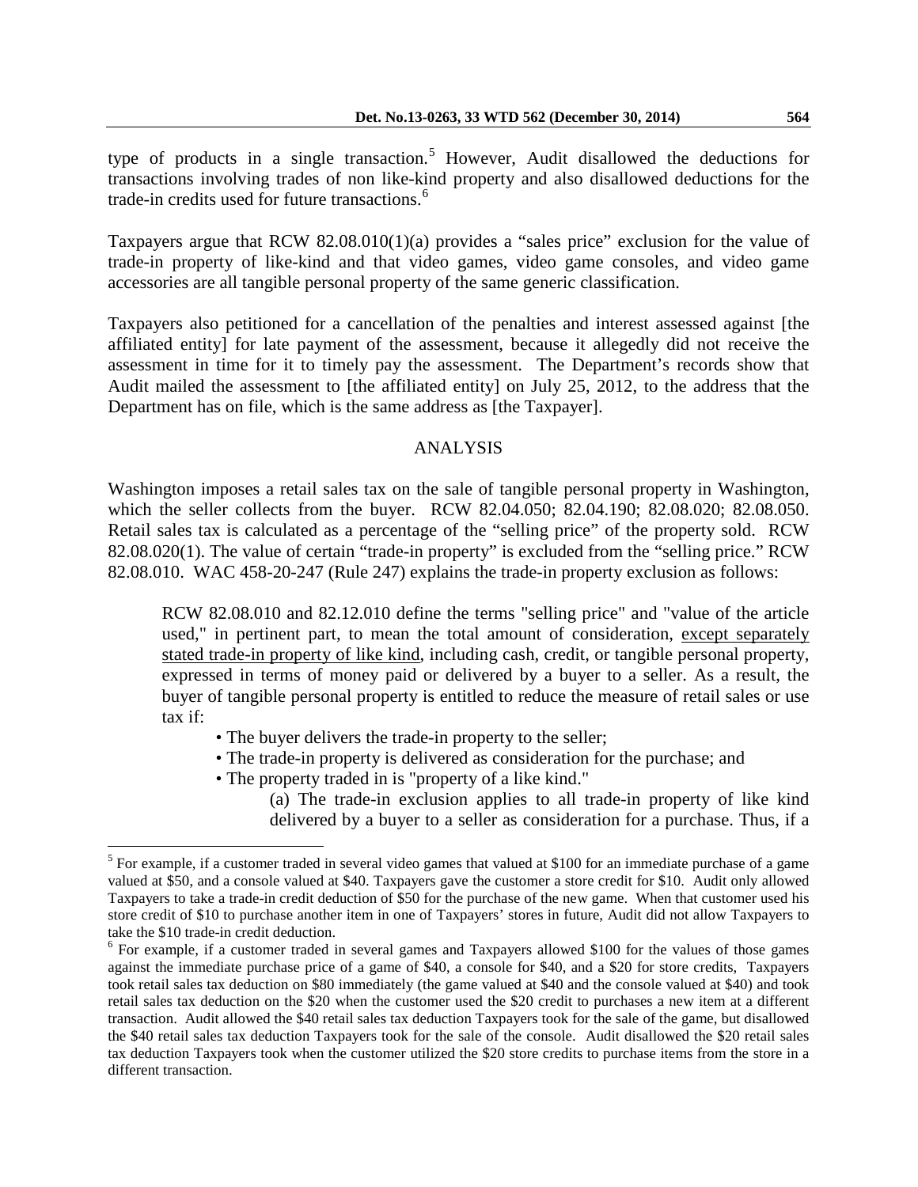type of products in a single transaction.[5] However, Audit disallowed the deductions for transactions involving trades of non like-kind property and also disallowed deductions for the trade-in credits used for future transactions.[6]

Taxpayers argue that RCW 82.08.010(1)(a) provides a "sales price" exclusion for the value of trade-in property of like-kind and that video games, video game consoles, and video game accessories are all tangible personal property of the same generic classification.

Taxpayers also petitioned for a cancellation of the penalties and interest assessed against [the affiliated entity] for late payment of the assessment, because it allegedly did not receive the assessment in time for it to timely pay the assessment. The Department's records show that Audit mailed the assessment to [the affiliated entity] on July 25, 2012, to the address that the Department has on file, which is the same address as [the Taxpayer].

## ANALYSIS

Washington imposes a retail sales tax on the sale of tangible personal property in Washington, which the seller collects from the buyer. RCW 82.04.050; 82.04.190; 82.08.020; 82.08.050. Retail sales tax is calculated as a percentage of the "selling price" of the property sold. RCW 82.08.020(1). The value of certain "trade-in property" is excluded from the "selling price." RCW 82.08.010. WAC 458-20-247 (Rule 247) explains the trade-in property exclusion as follows:

> RCW 82.08.010 and 82.12.010 define the terms "selling price" and "value of the article used," in pertinent part, to mean the total amount of consideration, <u>except separately stated trade-in property of like kind</u>, including cash, credit, or tangible personal property, expressed in terms of money paid or delivered by a buyer to a seller. As a result, the buyer of tangible personal property is entitled to reduce the measure of retail sales or use tax if:
>
> - The buyer delivers the trade-in property to the seller;
> - The trade-in property is delivered as consideration for the purchase; and
> - The property traded in is "property of a like kind."
>
> (a) The trade-in exclusion applies to all trade-in property of like kind delivered by a buyer to a seller as consideration for a purchase. Thus, if a

---

[5] For example, if a customer traded in several video games that valued at $100 for an immediate purchase of a game valued at $50, and a console valued at $40. Taxpayers gave the customer a store credit for $10. Audit only allowed Taxpayers to take a trade-in credit deduction of $50 for the purchase of the new game. When that customer used his store credit of $10 to purchase another item in one of Taxpayers' stores in future, Audit did not allow Taxpayers to take the $10 trade-in credit deduction.

[6] For example, if a customer traded in several games and Taxpayers allowed $100 for the values of those games against the immediate purchase price of a game of $40, a console for $40, and a $20 for store credits, Taxpayers took retail sales tax deduction on $80 immediately (the game valued at $40 and the console valued at $40) and took retail sales tax deduction on the $20 when the customer used the $20 credit to purchases a new item at a different transaction. Audit allowed the $40 retail sales tax deduction Taxpayers took for the sale of the game, but disallowed the $40 retail sales tax deduction Taxpayers took for the sale of the console. Audit disallowed the $20 retail sales tax deduction Taxpayers took when the customer utilized the $20 store credits to purchase items from the store in a different transaction.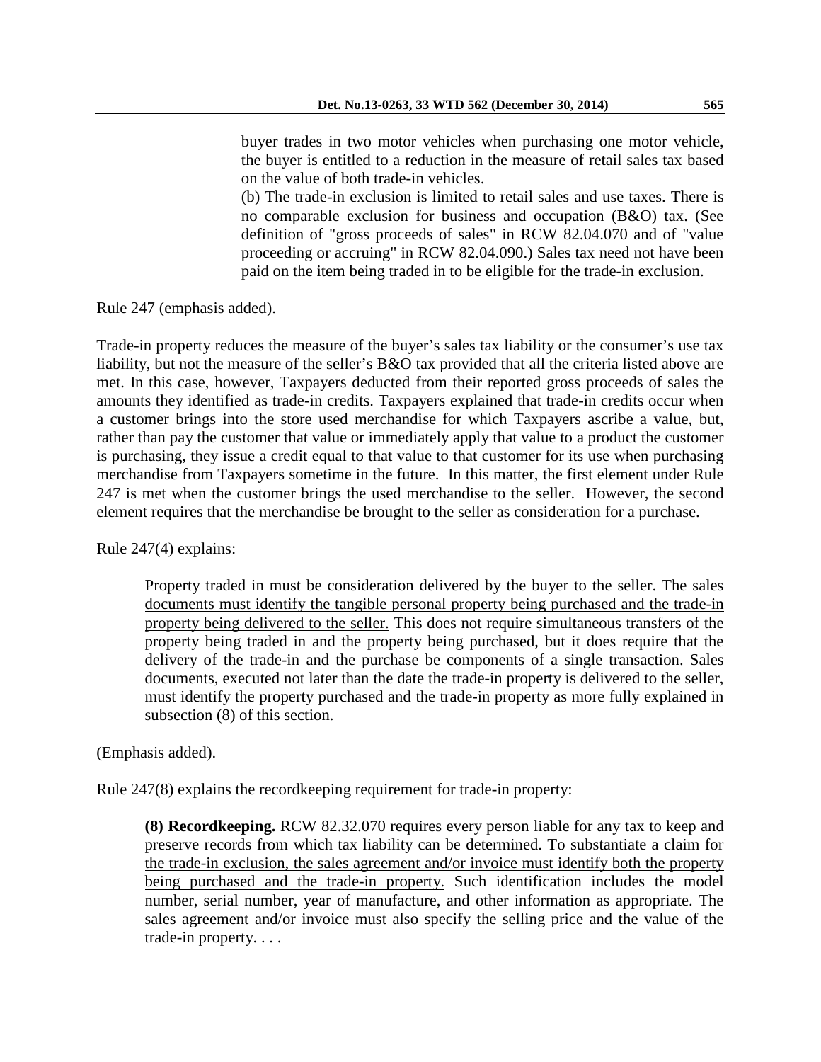> buyer trades in two motor vehicles when purchasing one motor vehicle, the buyer is entitled to a reduction in the measure of retail sales tax based on the value of both trade-in vehicles.
>
> (b) The trade-in exclusion is limited to retail sales and use taxes. There is no comparable exclusion for business and occupation (B&O) tax. (See definition of "gross proceeds of sales" in RCW 82.04.070 and of "value proceeding or accruing" in RCW 82.04.090.) Sales tax need not have been paid on the item being traded in to be eligible for the trade-in exclusion.

Rule 247 (emphasis added).

Trade-in property reduces the measure of the buyer's sales tax liability or the consumer's use tax liability, but not the measure of the seller's B&O tax provided that all the criteria listed above are met. In this case, however, Taxpayers deducted from their reported gross proceeds of sales the amounts they identified as trade-in credits. Taxpayers explained that trade-in credits occur when a customer brings into the store used merchandise for which Taxpayers ascribe a value, but, rather than pay the customer that value or immediately apply that value to a product the customer is purchasing, they issue a credit equal to that value to that customer for its use when purchasing merchandise from Taxpayers sometime in the future. In this matter, the first element under Rule 247 is met when the customer brings the used merchandise to the seller. However, the second element requires that the merchandise be brought to the seller as consideration for a purchase.

Rule 247(4) explains:

> Property traded in must be consideration delivered by the buyer to the seller. The sales documents must identify the tangible personal property being purchased and the trade-in property being delivered to the seller. This does not require simultaneous transfers of the property being traded in and the property being purchased, but it does require that the delivery of the trade-in and the purchase be components of a single transaction. Sales documents, executed not later than the date the trade-in property is delivered to the seller, must identify the property purchased and the trade-in property as more fully explained in subsection (8) of this section.

(Emphasis added).

Rule 247(8) explains the recordkeeping requirement for trade-in property:

> **(8) Recordkeeping.** RCW 82.32.070 requires every person liable for any tax to keep and preserve records from which tax liability can be determined. To substantiate a claim for the trade-in exclusion, the sales agreement and/or invoice must identify both the property being purchased and the trade-in property. Such identification includes the model number, serial number, year of manufacture, and other information as appropriate. The sales agreement and/or invoice must also specify the selling price and the value of the trade-in property. . . .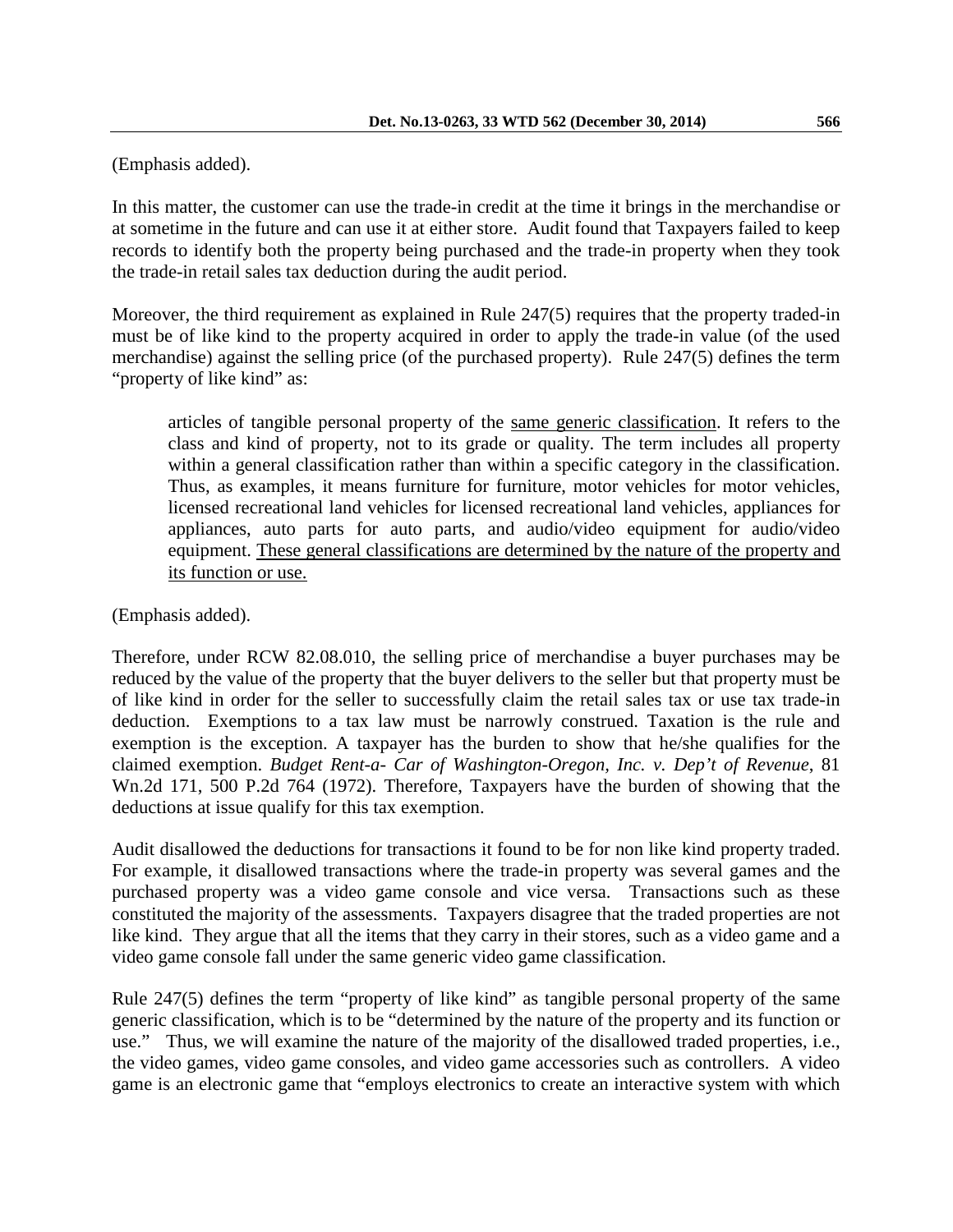(Emphasis added).

In this matter, the customer can use the trade-in credit at the time it brings in the merchandise or at sometime in the future and can use it at either store. Audit found that Taxpayers failed to keep records to identify both the property being purchased and the trade-in property when they took the trade-in retail sales tax deduction during the audit period.

Moreover, the third requirement as explained in Rule 247(5) requires that the property traded-in must be of like kind to the property acquired in order to apply the trade-in value (of the used merchandise) against the selling price (of the purchased property). Rule 247(5) defines the term "property of like kind" as:

> articles of tangible personal property of the <u>same generic classification</u>. It refers to the class and kind of property, not to its grade or quality. The term includes all property within a general classification rather than within a specific category in the classification. Thus, as examples, it means furniture for furniture, motor vehicles for motor vehicles, licensed recreational land vehicles for licensed recreational land vehicles, appliances for appliances, auto parts for auto parts, and audio/video equipment for audio/video equipment. <u>These general classifications are determined by the nature of the property and its function or use.</u>

(Emphasis added).

Therefore, under RCW 82.08.010, the selling price of merchandise a buyer purchases may be reduced by the value of the property that the buyer delivers to the seller but that property must be of like kind in order for the seller to successfully claim the retail sales tax or use tax trade-in deduction. Exemptions to a tax law must be narrowly construed. Taxation is the rule and exemption is the exception. A taxpayer has the burden to show that he/she qualifies for the claimed exemption. *Budget Rent-a- Car of Washington-Oregon, Inc. v. Dep't of Revenue*, 81 Wn.2d 171, 500 P.2d 764 (1972). Therefore, Taxpayers have the burden of showing that the deductions at issue qualify for this tax exemption.

Audit disallowed the deductions for transactions it found to be for non like kind property traded. For example, it disallowed transactions where the trade-in property was several games and the purchased property was a video game console and vice versa. Transactions such as these constituted the majority of the assessments. Taxpayers disagree that the traded properties are not like kind. They argue that all the items that they carry in their stores, such as a video game and a video game console fall under the same generic video game classification.

Rule 247(5) defines the term "property of like kind" as tangible personal property of the same generic classification, which is to be "determined by the nature of the property and its function or use." Thus, we will examine the nature of the majority of the disallowed traded properties, i.e., the video games, video game consoles, and video game accessories such as controllers. A video game is an electronic game that "employs electronics to create an interactive system with which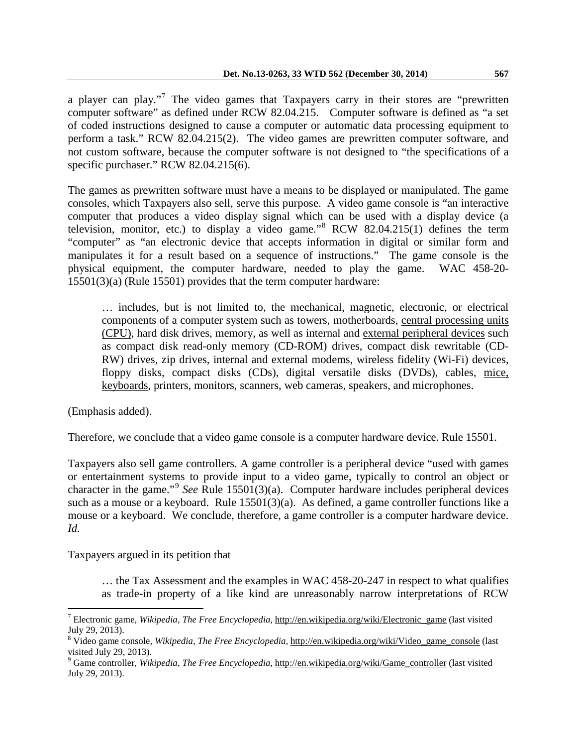a player can play."[7] The video games that Taxpayers carry in their stores are "prewritten computer software" as defined under RCW 82.04.215. Computer software is defined as "a set of coded instructions designed to cause a computer or automatic data processing equipment to perform a task." RCW 82.04.215(2). The video games are prewritten computer software, and not custom software, because the computer software is not designed to "the specifications of a specific purchaser." RCW 82.04.215(6).

The games as prewritten software must have a means to be displayed or manipulated. The game consoles, which Taxpayers also sell, serve this purpose. A video game console is "an interactive computer that produces a video display signal which can be used with a display device (a television, monitor, etc.) to display a video game."[8] RCW 82.04.215(1) defines the term "computer" as "an electronic device that accepts information in digital or similar form and manipulates it for a result based on a sequence of instructions." The game console is the physical equipment, the computer hardware, needed to play the game. WAC 458-20-15501(3)(a) (Rule 15501) provides that the term computer hardware:

> … includes, but is not limited to, the mechanical, magnetic, electronic, or electrical components of a computer system such as towers, motherboards, central processing units (CPU), hard disk drives, memory, as well as internal and external peripheral devices such as compact disk read-only memory (CD-ROM) drives, compact disk rewritable (CD-RW) drives, zip drives, internal and external modems, wireless fidelity (Wi-Fi) devices, floppy disks, compact disks (CDs), digital versatile disks (DVDs), cables, mice, keyboards, printers, monitors, scanners, web cameras, speakers, and microphones.

(Emphasis added).

Therefore, we conclude that a video game console is a computer hardware device. Rule 15501.

Taxpayers also sell game controllers. A game controller is a peripheral device "used with games or entertainment systems to provide input to a video game, typically to control an object or character in the game."[9] *See* Rule 15501(3)(a). Computer hardware includes peripheral devices such as a mouse or a keyboard. Rule 15501(3)(a). As defined, a game controller functions like a mouse or a keyboard. We conclude, therefore, a game controller is a computer hardware device. *Id.*

Taxpayers argued in its petition that

> … the Tax Assessment and the examples in WAC 458-20-247 in respect to what qualifies as trade-in property of a like kind are unreasonably narrow interpretations of RCW

---

[7] Electronic game, *Wikipedia, The Free Encyclopedia*, http://en.wikipedia.org/wiki/Electronic_game (last visited July 29, 2013).

[8] Video game console, *Wikipedia, The Free Encyclopedia*, http://en.wikipedia.org/wiki/Video_game_console (last visited July 29, 2013).

[9] Game controller, *Wikipedia, The Free Encyclopedia*, http://en.wikipedia.org/wiki/Game_controller (last visited July 29, 2013).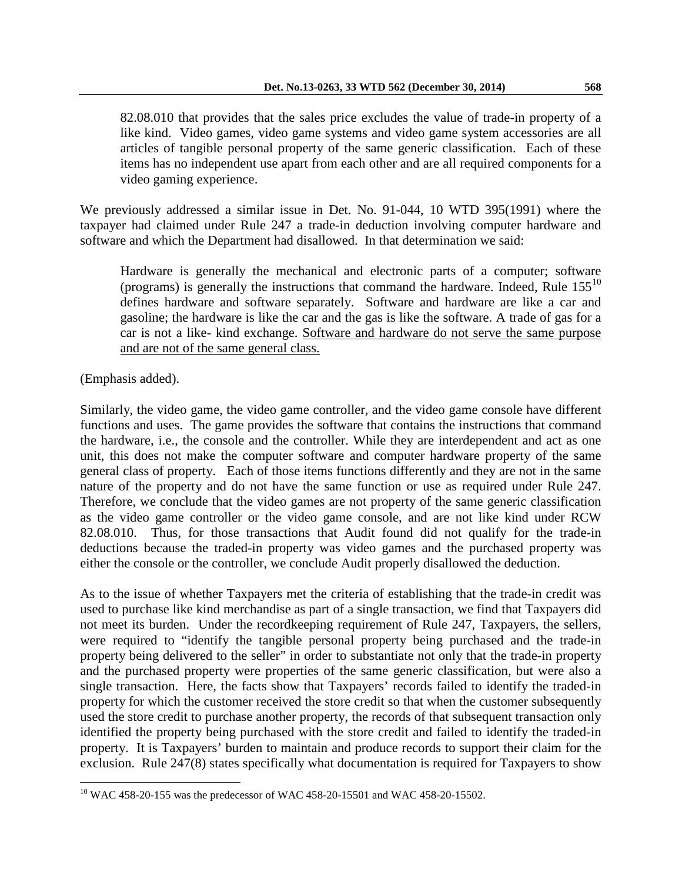82.08.010 that provides that the sales price excludes the value of trade-in property of a like kind. Video games, video game systems and video game system accessories are all articles of tangible personal property of the same generic classification. Each of these items has no independent use apart from each other and are all required components for a video gaming experience.

We previously addressed a similar issue in Det. No. 91-044, 10 WTD 395(1991) where the taxpayer had claimed under Rule 247 a trade-in deduction involving computer hardware and software and which the Department had disallowed. In that determination we said:

> Hardware is generally the mechanical and electronic parts of a computer; software (programs) is generally the instructions that command the hardware. Indeed, Rule 155[10] defines hardware and software separately. Software and hardware are like a car and gasoline; the hardware is like the car and the gas is like the software. A trade of gas for a car is not a like- kind exchange. <u>Software and hardware do not serve the same purpose and are not of the same general class.</u>

(Emphasis added).

Similarly, the video game, the video game controller, and the video game console have different functions and uses. The game provides the software that contains the instructions that command the hardware, i.e., the console and the controller. While they are interdependent and act as one unit, this does not make the computer software and computer hardware property of the same general class of property. Each of those items functions differently and they are not in the same nature of the property and do not have the same function or use as required under Rule 247. Therefore, we conclude that the video games are not property of the same generic classification as the video game controller or the video game console, and are not like kind under RCW 82.08.010. Thus, for those transactions that Audit found did not qualify for the trade-in deductions because the traded-in property was video games and the purchased property was either the console or the controller, we conclude Audit properly disallowed the deduction.

As to the issue of whether Taxpayers met the criteria of establishing that the trade-in credit was used to purchase like kind merchandise as part of a single transaction, we find that Taxpayers did not meet its burden. Under the recordkeeping requirement of Rule 247, Taxpayers, the sellers, were required to "identify the tangible personal property being purchased and the trade-in property being delivered to the seller" in order to substantiate not only that the trade-in property and the purchased property were properties of the same generic classification, but were also a single transaction. Here, the facts show that Taxpayers' records failed to identify the traded-in property for which the customer received the store credit so that when the customer subsequently used the store credit to purchase another property, the records of that subsequent transaction only identified the property being purchased with the store credit and failed to identify the traded-in property. It is Taxpayers' burden to maintain and produce records to support their claim for the exclusion. Rule 247(8) states specifically what documentation is required for Taxpayers to show

---

[10] WAC 458-20-155 was the predecessor of WAC 458-20-15501 and WAC 458-20-15502.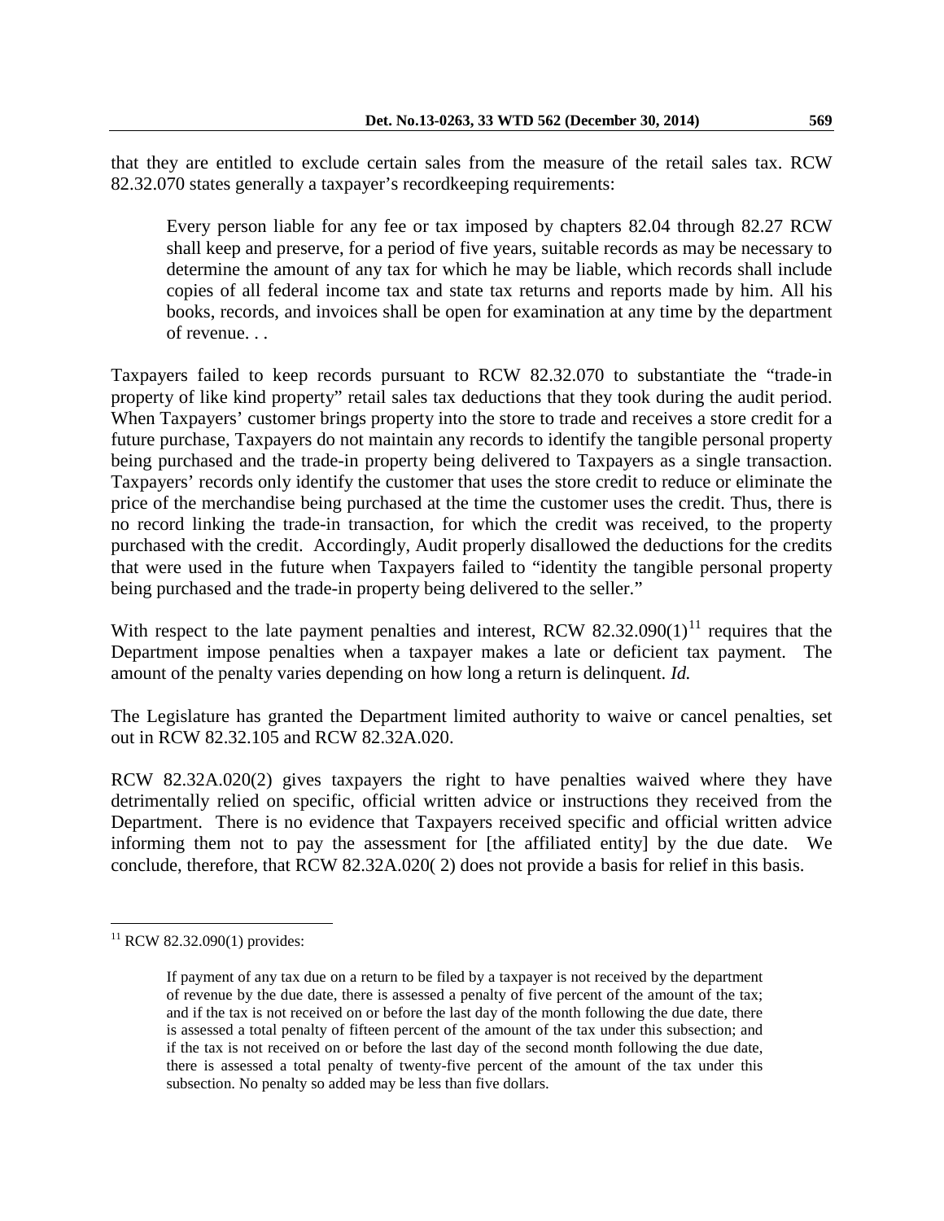that they are entitled to exclude certain sales from the measure of the retail sales tax. RCW 82.32.070 states generally a taxpayer's recordkeeping requirements:

> Every person liable for any fee or tax imposed by chapters 82.04 through 82.27 RCW shall keep and preserve, for a period of five years, suitable records as may be necessary to determine the amount of any tax for which he may be liable, which records shall include copies of all federal income tax and state tax returns and reports made by him. All his books, records, and invoices shall be open for examination at any time by the department of revenue. . .

Taxpayers failed to keep records pursuant to RCW 82.32.070 to substantiate the "trade-in property of like kind property" retail sales tax deductions that they took during the audit period. When Taxpayers' customer brings property into the store to trade and receives a store credit for a future purchase, Taxpayers do not maintain any records to identify the tangible personal property being purchased and the trade-in property being delivered to Taxpayers as a single transaction. Taxpayers' records only identify the customer that uses the store credit to reduce or eliminate the price of the merchandise being purchased at the time the customer uses the credit. Thus, there is no record linking the trade-in transaction, for which the credit was received, to the property purchased with the credit. Accordingly, Audit properly disallowed the deductions for the credits that were used in the future when Taxpayers failed to "identity the tangible personal property being purchased and the trade-in property being delivered to the seller."

With respect to the late payment penalties and interest, RCW 82.32.090(1)[11] requires that the Department impose penalties when a taxpayer makes a late or deficient tax payment. The amount of the penalty varies depending on how long a return is delinquent. *Id.*

The Legislature has granted the Department limited authority to waive or cancel penalties, set out in RCW 82.32.105 and RCW 82.32A.020.

RCW 82.32A.020(2) gives taxpayers the right to have penalties waived where they have detrimentally relied on specific, official written advice or instructions they received from the Department. There is no evidence that Taxpayers received specific and official written advice informing them not to pay the assessment for [the affiliated entity] by the due date. We conclude, therefore, that RCW 82.32A.020( 2) does not provide a basis for relief in this basis.

---

[11] RCW 82.32.090(1) provides:

> If payment of any tax due on a return to be filed by a taxpayer is not received by the department of revenue by the due date, there is assessed a penalty of five percent of the amount of the tax; and if the tax is not received on or before the last day of the month following the due date, there is assessed a total penalty of fifteen percent of the amount of the tax under this subsection; and if the tax is not received on or before the last day of the second month following the due date, there is assessed a total penalty of twenty-five percent of the amount of the tax under this subsection. No penalty so added may be less than five dollars.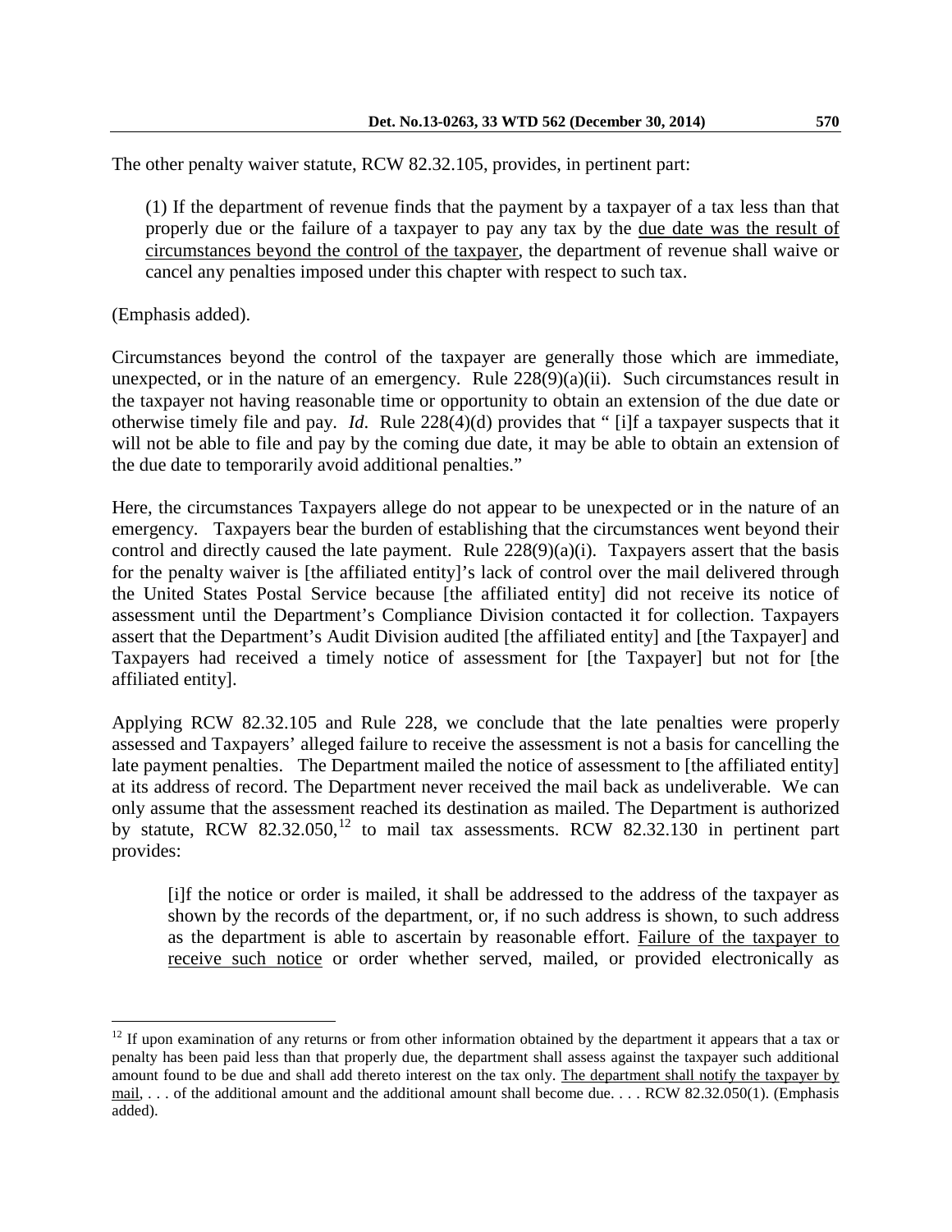The other penalty waiver statute, RCW 82.32.105, provides, in pertinent part:

> (1) If the department of revenue finds that the payment by a taxpayer of a tax less than that properly due or the failure of a taxpayer to pay any tax by the due date was the result of circumstances beyond the control of the taxpayer, the department of revenue shall waive or cancel any penalties imposed under this chapter with respect to such tax.

(Emphasis added).

Circumstances beyond the control of the taxpayer are generally those which are immediate, unexpected, or in the nature of an emergency. Rule 228(9)(a)(ii). Such circumstances result in the taxpayer not having reasonable time or opportunity to obtain an extension of the due date or otherwise timely file and pay. *Id.* Rule 228(4)(d) provides that " [i]f a taxpayer suspects that it will not be able to file and pay by the coming due date, it may be able to obtain an extension of the due date to temporarily avoid additional penalties."

Here, the circumstances Taxpayers allege do not appear to be unexpected or in the nature of an emergency. Taxpayers bear the burden of establishing that the circumstances went beyond their control and directly caused the late payment. Rule 228(9)(a)(i). Taxpayers assert that the basis for the penalty waiver is [the affiliated entity]'s lack of control over the mail delivered through the United States Postal Service because [the affiliated entity] did not receive its notice of assessment until the Department's Compliance Division contacted it for collection. Taxpayers assert that the Department's Audit Division audited [the affiliated entity] and [the Taxpayer] and Taxpayers had received a timely notice of assessment for [the Taxpayer] but not for [the affiliated entity].

Applying RCW 82.32.105 and Rule 228, we conclude that the late penalties were properly assessed and Taxpayers' alleged failure to receive the assessment is not a basis for cancelling the late payment penalties. The Department mailed the notice of assessment to [the affiliated entity] at its address of record. The Department never received the mail back as undeliverable. We can only assume that the assessment reached its destination as mailed. The Department is authorized by statute, RCW 82.32.050,[12] to mail tax assessments. RCW 82.32.130 in pertinent part provides:

> [i]f the notice or order is mailed, it shall be addressed to the address of the taxpayer as shown by the records of the department, or, if no such address is shown, to such address as the department is able to ascertain by reasonable effort. Failure of the taxpayer to receive such notice or order whether served, mailed, or provided electronically as

---

[12] If upon examination of any returns or from other information obtained by the department it appears that a tax or penalty has been paid less than that properly due, the department shall assess against the taxpayer such additional amount found to be due and shall add thereto interest on the tax only. The department shall notify the taxpayer by mail, . . . of the additional amount and the additional amount shall become due. . . . RCW 82.32.050(1). (Emphasis added).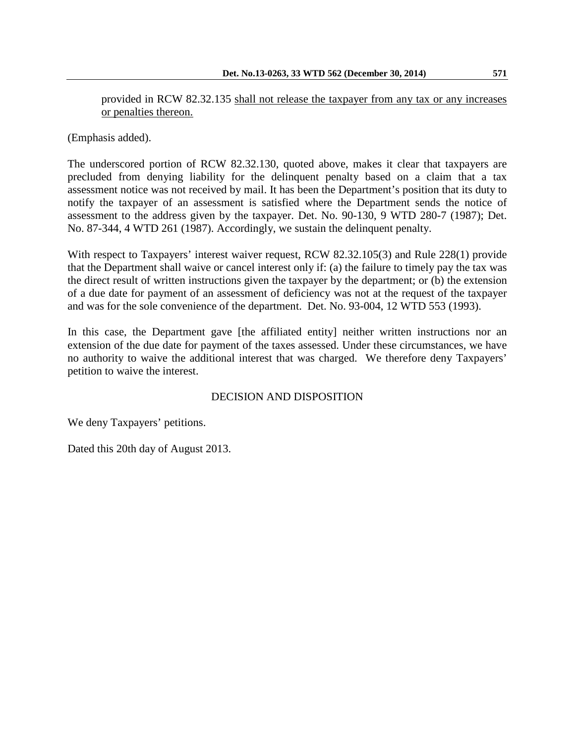provided in RCW 82.32.135 <u>shall not release the taxpayer from any tax or any increases or penalties thereon.</u>

(Emphasis added).

The underscored portion of RCW 82.32.130, quoted above, makes it clear that taxpayers are precluded from denying liability for the delinquent penalty based on a claim that a tax assessment notice was not received by mail. It has been the Department's position that its duty to notify the taxpayer of an assessment is satisfied where the Department sends the notice of assessment to the address given by the taxpayer. Det. No. 90-130, 9 WTD 280-7 (1987); Det. No. 87-344, 4 WTD 261 (1987). Accordingly, we sustain the delinquent penalty.

With respect to Taxpayers' interest waiver request, RCW 82.32.105(3) and Rule 228(1) provide that the Department shall waive or cancel interest only if: (a) the failure to timely pay the tax was the direct result of written instructions given the taxpayer by the department; or (b) the extension of a due date for payment of an assessment of deficiency was not at the request of the taxpayer and was for the sole convenience of the department. Det. No. 93-004, 12 WTD 553 (1993).

In this case, the Department gave [the affiliated entity] neither written instructions nor an extension of the due date for payment of the taxes assessed. Under these circumstances, we have no authority to waive the additional interest that was charged. We therefore deny Taxpayers' petition to waive the interest.

## DECISION AND DISPOSITION

We deny Taxpayers' petitions.

Dated this 20th day of August 2013.